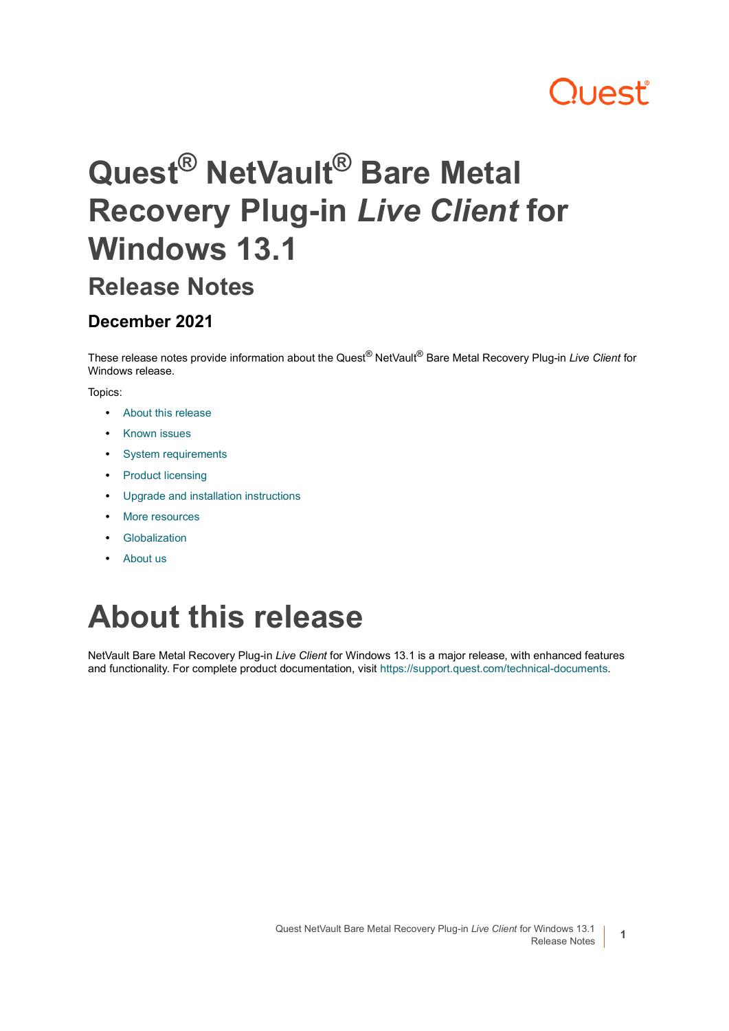# Quest® NetVault® Bare Metal Recovery Plug-in *Live Client* for Windows 13.1

## Release Notes

### December 2021

These release notes provide information about the Quest® NetVault® Bare Metal Recovery Plug-in *Live Client* for Windows release.

Topics:

- About this release
- Known issues
- System requirements
- Product licensing
- Upgrade and installation instructions
- More resources
- Globalization
- About us

# About this release

NetVault Bare Metal Recovery Plug-in *Live Client* for Windows 13.1 is a major release, with enhanced features and functionality. For complete product documentation, visit https://support.quest.com/technical-documents.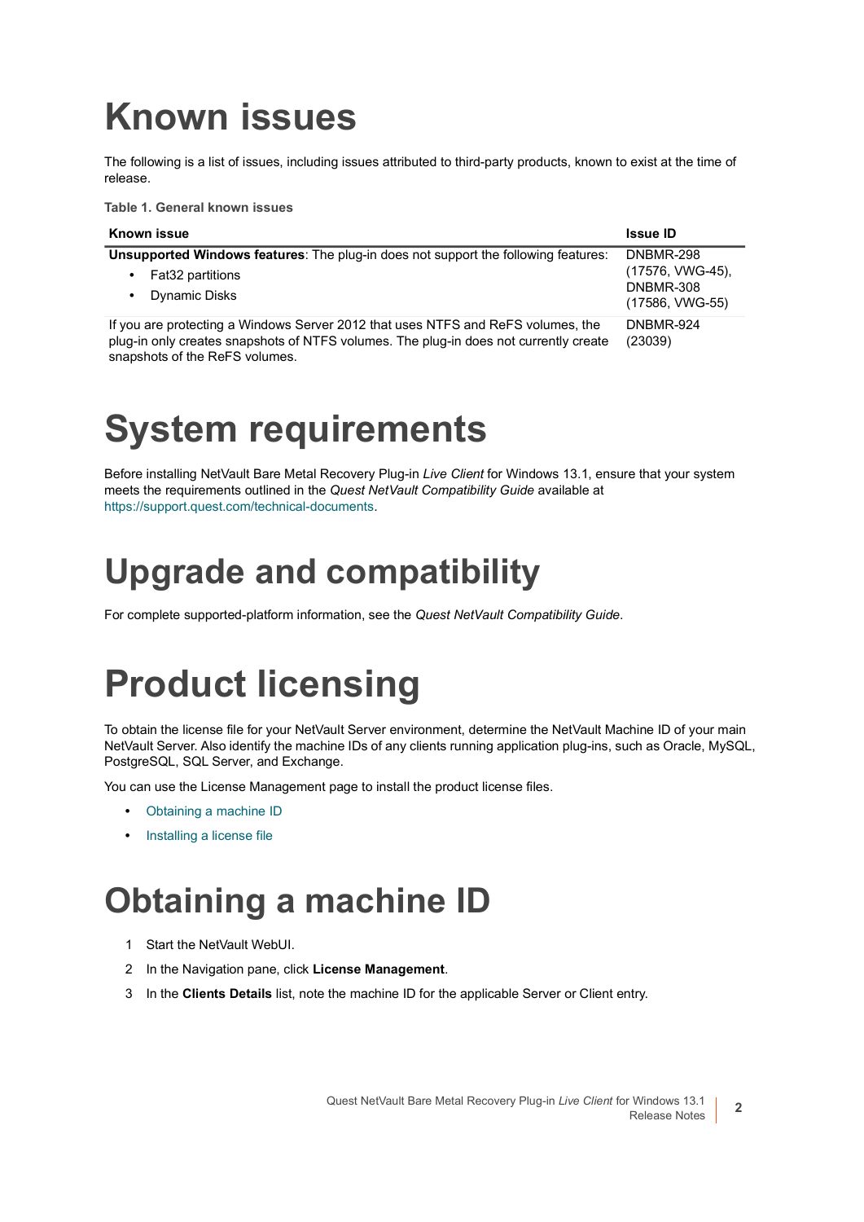# Known issues

The following is a list of issues, including issues attributed to third-party products, known to exist at the time of release.

**Table 1. General known issues**

| Known issue | Issue ID |
| --- | --- |
| **Unsupported Windows features**: The plug-in does not support the following features:<br>• Fat32 partitions<br>• Dynamic Disks | DNBMR-298 (17576, VWG-45), DNBMR-308 (17586, VWG-55) |
| If you are protecting a Windows Server 2012 that uses NTFS and ReFS volumes, the plug-in only creates snapshots of NTFS volumes. The plug-in does not currently create snapshots of the ReFS volumes. | DNBMR-924 (23039) |

# System requirements

Before installing NetVault Bare Metal Recovery Plug-in *Live Client* for Windows 13.1, ensure that your system meets the requirements outlined in the *Quest NetVault Compatibility Guide* available at https://support.quest.com/technical-documents.

# Upgrade and compatibility

For complete supported-platform information, see the *Quest NetVault Compatibility Guide*.

# Product licensing

To obtain the license file for your NetVault Server environment, determine the NetVault Machine ID of your main NetVault Server. Also identify the machine IDs of any clients running application plug-ins, such as Oracle, MySQL, PostgreSQL, SQL Server, and Exchange.

You can use the License Management page to install the product license files.

- Obtaining a machine ID
- Installing a license file

# Obtaining a machine ID

1. Start the NetVault WebUI.
2. In the Navigation pane, click **License Management**.
3. In the **Clients Details** list, note the machine ID for the applicable Server or Client entry.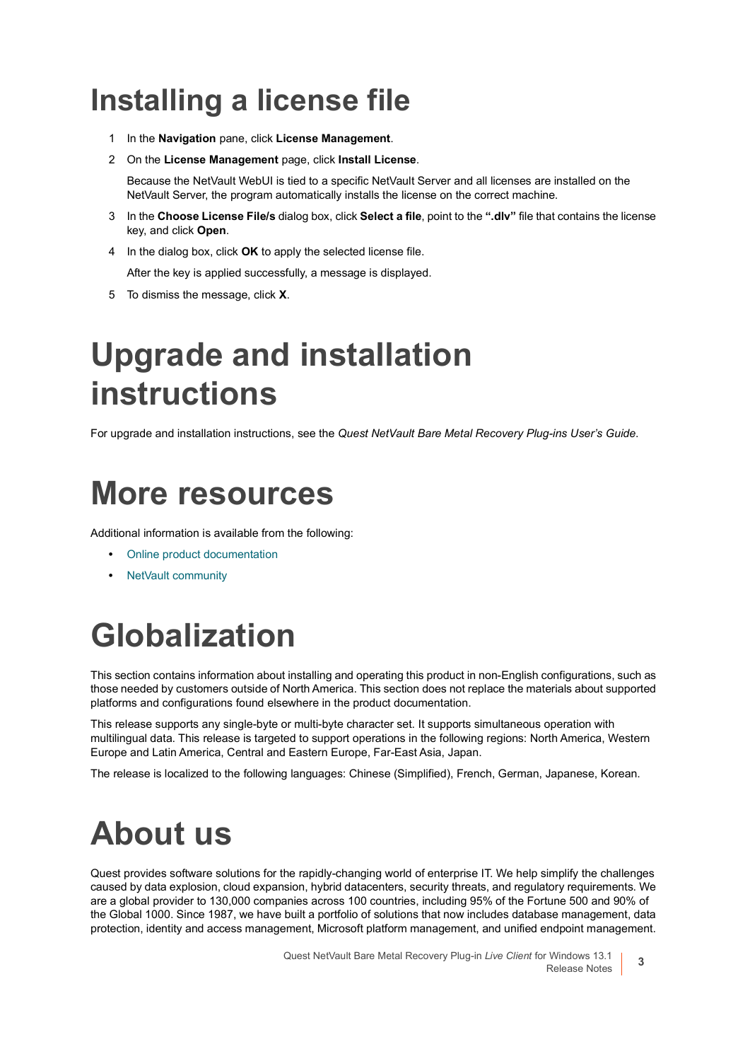# Installing a license file

1. In the **Navigation** pane, click **License Management**.
2. On the **License Management** page, click **Install License**.

   Because the NetVault WebUI is tied to a specific NetVault Server and all licenses are installed on the NetVault Server, the program automatically installs the license on the correct machine.
3. In the **Choose License File/s** dialog box, click **Select a file**, point to the **".dlv"** file that contains the license key, and click **Open**.
4. In the dialog box, click **OK** to apply the selected license file.

   After the key is applied successfully, a message is displayed.
5. To dismiss the message, click **X**.

# Upgrade and installation instructions

For upgrade and installation instructions, see the *Quest NetVault Bare Metal Recovery Plug-ins User's Guide*.

# More resources

Additional information is available from the following:

- Online product documentation
- NetVault community

# Globalization

This section contains information about installing and operating this product in non-English configurations, such as those needed by customers outside of North America. This section does not replace the materials about supported platforms and configurations found elsewhere in the product documentation.

This release supports any single-byte or multi-byte character set. It supports simultaneous operation with multilingual data. This release is targeted to support operations in the following regions: North America, Western Europe and Latin America, Central and Eastern Europe, Far-East Asia, Japan.

The release is localized to the following languages: Chinese (Simplified), French, German, Japanese, Korean.

# About us

Quest provides software solutions for the rapidly-changing world of enterprise IT. We help simplify the challenges caused by data explosion, cloud expansion, hybrid datacenters, security threats, and regulatory requirements. We are a global provider to 130,000 companies across 100 countries, including 95% of the Fortune 500 and 90% of the Global 1000. Since 1987, we have built a portfolio of solutions that now includes database management, data protection, identity and access management, Microsoft platform management, and unified endpoint management.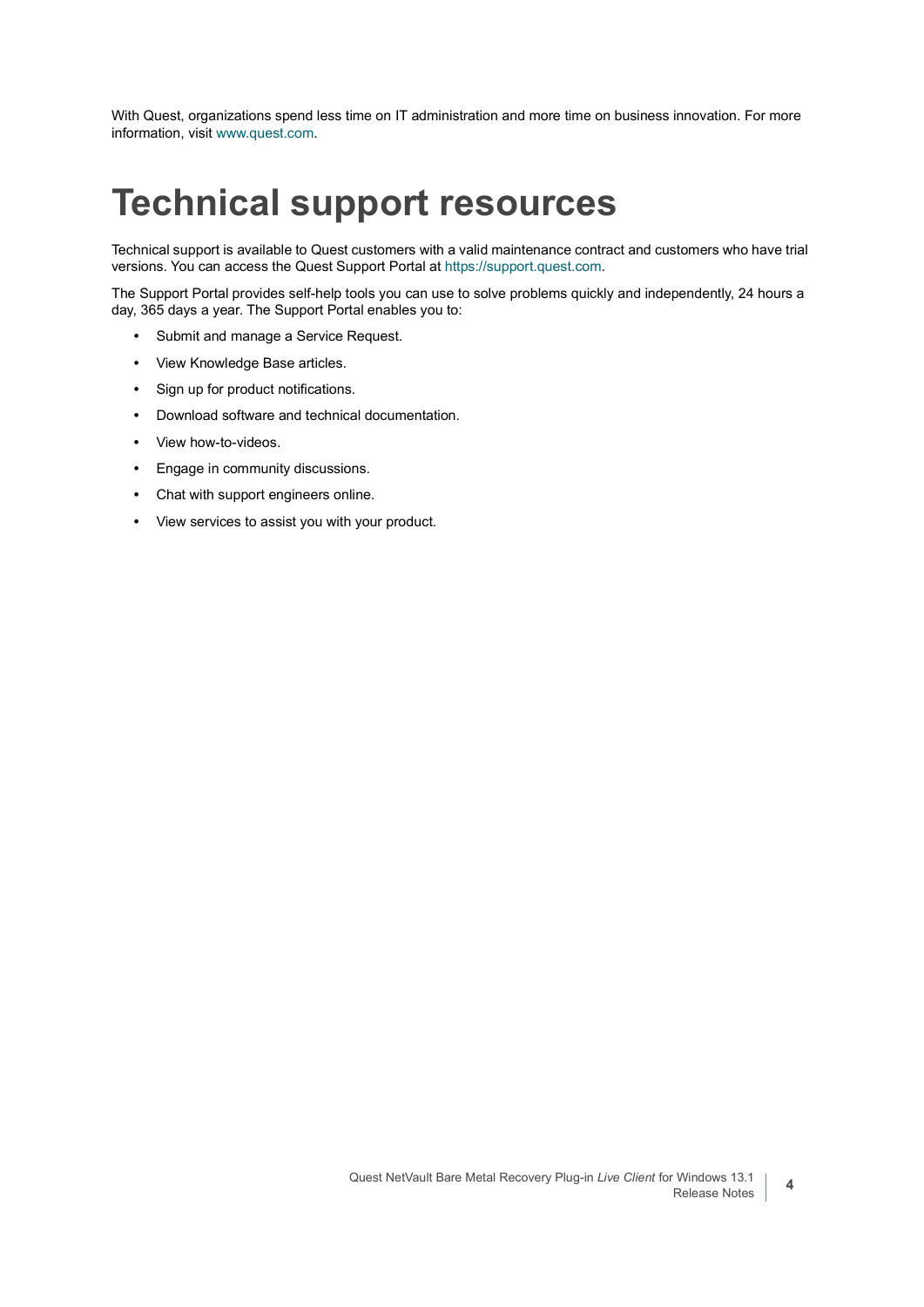With Quest, organizations spend less time on IT administration and more time on business innovation. For more information, visit www.quest.com.

# Technical support resources

Technical support is available to Quest customers with a valid maintenance contract and customers who have trial versions. You can access the Quest Support Portal at https://support.quest.com.

The Support Portal provides self-help tools you can use to solve problems quickly and independently, 24 hours a day, 365 days a year. The Support Portal enables you to:

- Submit and manage a Service Request.
- View Knowledge Base articles.
- Sign up for product notifications.
- Download software and technical documentation.
- View how-to-videos.
- Engage in community discussions.
- Chat with support engineers online.
- View services to assist you with your product.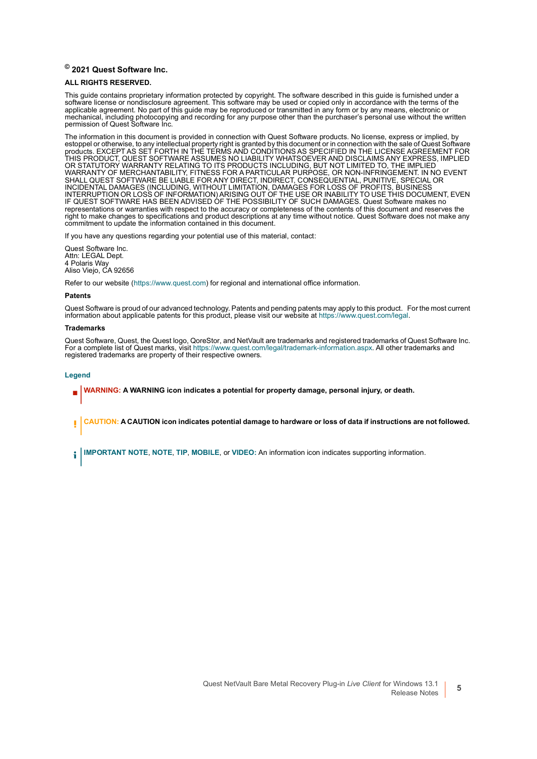## © 2021 Quest Software Inc.

**ALL RIGHTS RESERVED.**

This guide contains proprietary information protected by copyright. The software described in this guide is furnished under a software license or nondisclosure agreement. This software may be used or copied only in accordance with the terms of the applicable agreement. No part of this guide may be reproduced or transmitted in any form or by any means, electronic or mechanical, including photocopying and recording for any purpose other than the purchaser's personal use without the written permission of Quest Software Inc.

The information in this document is provided in connection with Quest Software products. No license, express or implied, by estoppel or otherwise, to any intellectual property right is granted by this document or in connection with the sale of Quest Software products. EXCEPT AS SET FORTH IN THE TERMS AND CONDITIONS AS SPECIFIED IN THE LICENSE AGREEMENT FOR THIS PRODUCT, QUEST SOFTWARE ASSUMES NO LIABILITY WHATSOEVER AND DISCLAIMS ANY EXPRESS, IMPLIED OR STATUTORY WARRANTY RELATING TO ITS PRODUCTS INCLUDING, BUT NOT LIMITED TO, THE IMPLIED WARRANTY OF MERCHANTABILITY, FITNESS FOR A PARTICULAR PURPOSE, OR NON-INFRINGEMENT. IN NO EVENT SHALL QUEST SOFTWARE BE LIABLE FOR ANY DIRECT, INDIRECT, CONSEQUENTIAL, PUNITIVE, SPECIAL OR INCIDENTAL DAMAGES (INCLUDING, WITHOUT LIMITATION, DAMAGES FOR LOSS OF PROFITS, BUSINESS INTERRUPTION OR LOSS OF INFORMATION) ARISING OUT OF THE USE OR INABILITY TO USE THIS DOCUMENT, EVEN IF QUEST SOFTWARE HAS BEEN ADVISED OF THE POSSIBILITY OF SUCH DAMAGES. Quest Software makes no representations or warranties with respect to the accuracy or completeness of the contents of this document and reserves the right to make changes to specifications and product descriptions at any time without notice. Quest Software does not make any commitment to update the information contained in this document.

If you have any questions regarding your potential use of this material, contact:

Quest Software Inc.
Attn: LEGAL Dept.
4 Polaris Way
Aliso Viejo, CA 92656

Refer to our website (https://www.quest.com) for regional and international office information.

**Patents**

Quest Software is proud of our advanced technology. Patents and pending patents may apply to this product. For the most current information about applicable patents for this product, please visit our website at https://www.quest.com/legal.

**Trademarks**

Quest Software, Quest, the Quest logo, QoreStor, and NetVault are trademarks and registered trademarks of Quest Software Inc. For a complete list of Quest marks, visit https://www.quest.com/legal/trademark-information.aspx. All other trademarks and registered trademarks are property of their respective owners.

**Legend**

**WARNING: A WARNING icon indicates a potential for property damage, personal injury, or death.**

**CAUTION: A CAUTION icon indicates potential damage to hardware or loss of data if instructions are not followed.**

**IMPORTANT NOTE**, **NOTE**, **TIP**, **MOBILE**, or **VIDEO:** An information icon indicates supporting information.